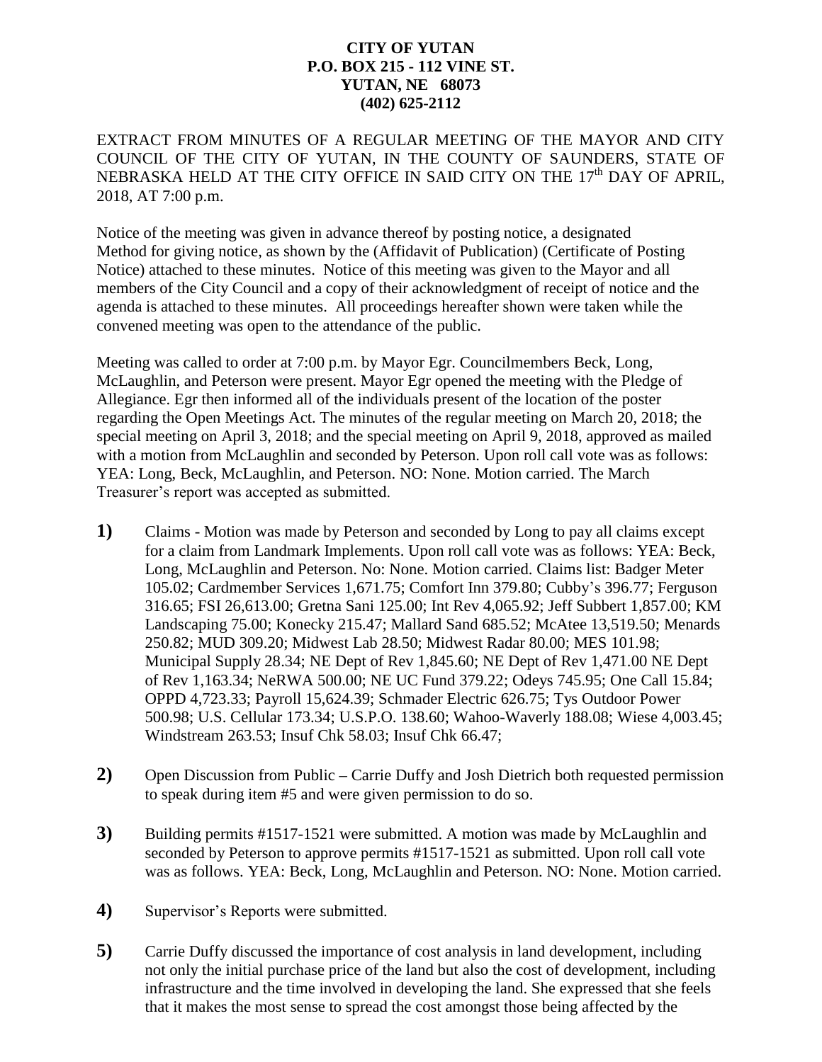**CITY OF YUTAN**
**P.O. BOX 215 - 112 VINE ST.**
**YUTAN, NE 68073**
**(402) 625-2112**

EXTRACT FROM MINUTES OF A REGULAR MEETING OF THE MAYOR AND CITY COUNCIL OF THE CITY OF YUTAN, IN THE COUNTY OF SAUNDERS, STATE OF NEBRASKA HELD AT THE CITY OFFICE IN SAID CITY ON THE 17th DAY OF APRIL, 2018, AT 7:00 p.m.

Notice of the meeting was given in advance thereof by posting notice, a designated Method for giving notice, as shown by the (Affidavit of Publication) (Certificate of Posting Notice) attached to these minutes. Notice of this meeting was given to the Mayor and all members of the City Council and a copy of their acknowledgment of receipt of notice and the agenda is attached to these minutes. All proceedings hereafter shown were taken while the convened meeting was open to the attendance of the public.

Meeting was called to order at 7:00 p.m. by Mayor Egr. Councilmembers Beck, Long, McLaughlin, and Peterson were present. Mayor Egr opened the meeting with the Pledge of Allegiance. Egr then informed all of the individuals present of the location of the poster regarding the Open Meetings Act. The minutes of the regular meeting on March 20, 2018; the special meeting on April 3, 2018; and the special meeting on April 9, 2018, approved as mailed with a motion from McLaughlin and seconded by Peterson. Upon roll call vote was as follows: YEA: Long, Beck, McLaughlin, and Peterson. NO: None. Motion carried. The March Treasurer's report was accepted as submitted.

**1)** Claims - Motion was made by Peterson and seconded by Long to pay all claims except for a claim from Landmark Implements. Upon roll call vote was as follows: YEA: Beck, Long, McLaughlin and Peterson. No: None. Motion carried. Claims list: Badger Meter 105.02; Cardmember Services 1,671.75; Comfort Inn 379.80; Cubby's 396.77; Ferguson 316.65; FSI 26,613.00; Gretna Sani 125.00; Int Rev 4,065.92; Jeff Subbert 1,857.00; KM Landscaping 75.00; Konecky 215.47; Mallard Sand 685.52; McAtee 13,519.50; Menards 250.82; MUD 309.20; Midwest Lab 28.50; Midwest Radar 80.00; MES 101.98; Municipal Supply 28.34; NE Dept of Rev 1,845.60; NE Dept of Rev 1,471.00 NE Dept of Rev 1,163.34; NeRWA 500.00; NE UC Fund 379.22; Odeys 745.95; One Call 15.84; OPPD 4,723.33; Payroll 15,624.39; Schmader Electric 626.75; Tys Outdoor Power 500.98; U.S. Cellular 173.34; U.S.P.O. 138.60; Wahoo-Waverly 188.08; Wiese 4,003.45; Windstream 263.53; Insuf Chk 58.03; Insuf Chk 66.47;

**2)** Open Discussion from Public – Carrie Duffy and Josh Dietrich both requested permission to speak during item #5 and were given permission to do so.

**3)** Building permits #1517-1521 were submitted. A motion was made by McLaughlin and seconded by Peterson to approve permits #1517-1521 as submitted. Upon roll call vote was as follows. YEA: Beck, Long, McLaughlin and Peterson. NO: None. Motion carried.

**4)** Supervisor's Reports were submitted.

**5)** Carrie Duffy discussed the importance of cost analysis in land development, including not only the initial purchase price of the land but also the cost of development, including infrastructure and the time involved in developing the land. She expressed that she feels that it makes the most sense to spread the cost amongst those being affected by the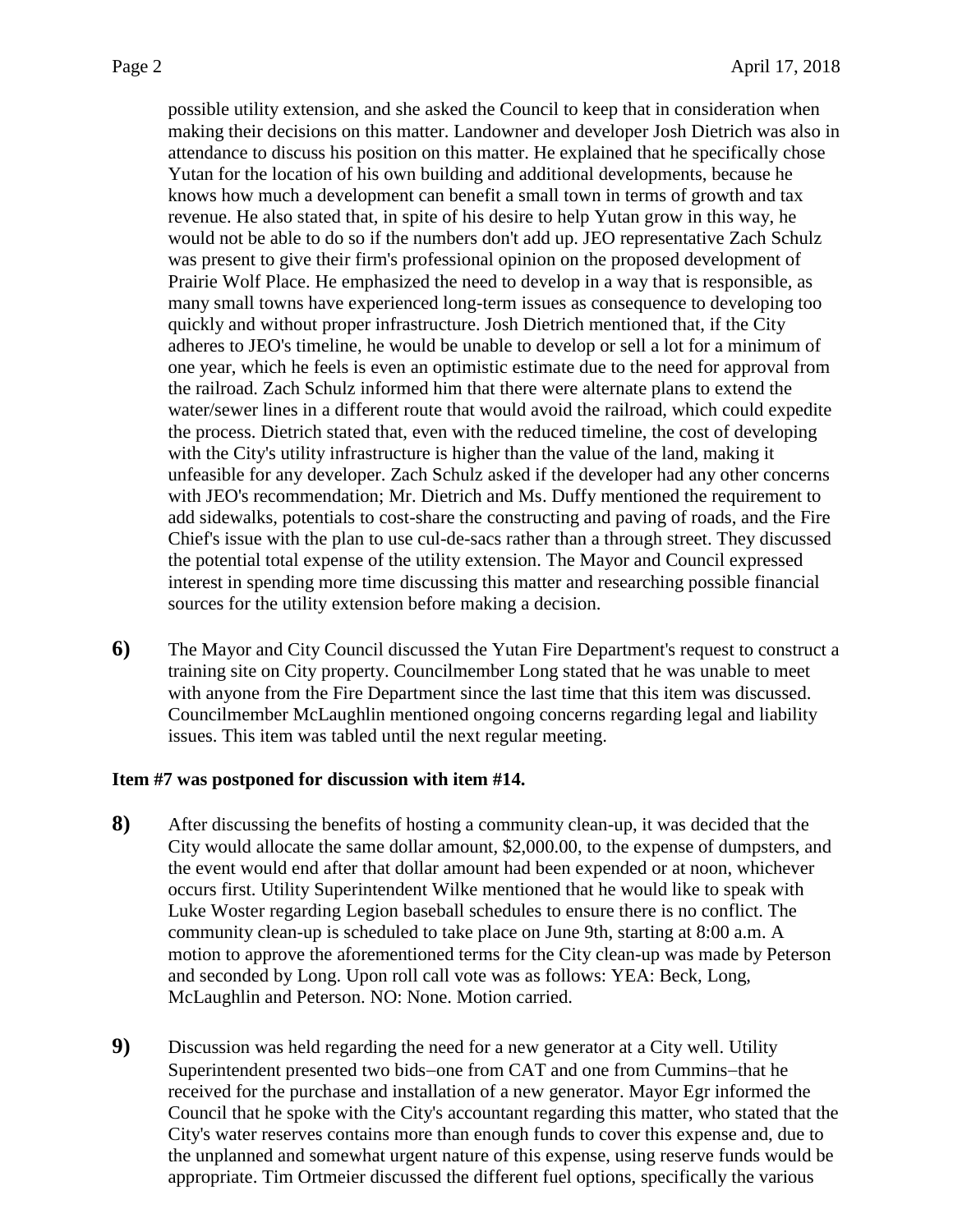possible utility extension, and she asked the Council to keep that in consideration when making their decisions on this matter. Landowner and developer Josh Dietrich was also in attendance to discuss his position on this matter. He explained that he specifically chose Yutan for the location of his own building and additional developments, because he knows how much a development can benefit a small town in terms of growth and tax revenue. He also stated that, in spite of his desire to help Yutan grow in this way, he would not be able to do so if the numbers don't add up. JEO representative Zach Schulz was present to give their firm's professional opinion on the proposed development of Prairie Wolf Place. He emphasized the need to develop in a way that is responsible, as many small towns have experienced long-term issues as consequence to developing too quickly and without proper infrastructure. Josh Dietrich mentioned that, if the City adheres to JEO's timeline, he would be unable to develop or sell a lot for a minimum of one year, which he feels is even an optimistic estimate due to the need for approval from the railroad. Zach Schulz informed him that there were alternate plans to extend the water/sewer lines in a different route that would avoid the railroad, which could expedite the process. Dietrich stated that, even with the reduced timeline, the cost of developing with the City's utility infrastructure is higher than the value of the land, making it unfeasible for any developer. Zach Schulz asked if the developer had any other concerns with JEO's recommendation; Mr. Dietrich and Ms. Duffy mentioned the requirement to add sidewalks, potentials to cost-share the constructing and paving of roads, and the Fire Chief's issue with the plan to use cul-de-sacs rather than a through street. They discussed the potential total expense of the utility extension. The Mayor and Council expressed interest in spending more time discussing this matter and researching possible financial sources for the utility extension before making a decision.

**6)** The Mayor and City Council discussed the Yutan Fire Department's request to construct a training site on City property. Councilmember Long stated that he was unable to meet with anyone from the Fire Department since the last time that this item was discussed. Councilmember McLaughlin mentioned ongoing concerns regarding legal and liability issues. This item was tabled until the next regular meeting.

**Item #7 was postponed for discussion with item #14.**

**8)** After discussing the benefits of hosting a community clean-up, it was decided that the City would allocate the same dollar amount, $2,000.00, to the expense of dumpsters, and the event would end after that dollar amount had been expended or at noon, whichever occurs first. Utility Superintendent Wilke mentioned that he would like to speak with Luke Woster regarding Legion baseball schedules to ensure there is no conflict. The community clean-up is scheduled to take place on June 9th, starting at 8:00 a.m. A motion to approve the aforementioned terms for the City clean-up was made by Peterson and seconded by Long. Upon roll call vote was as follows: YEA: Beck, Long, McLaughlin and Peterson. NO: None. Motion carried.

**9)** Discussion was held regarding the need for a new generator at a City well. Utility Superintendent presented two bids–one from CAT and one from Cummins–that he received for the purchase and installation of a new generator. Mayor Egr informed the Council that he spoke with the City's accountant regarding this matter, who stated that the City's water reserves contains more than enough funds to cover this expense and, due to the unplanned and somewhat urgent nature of this expense, using reserve funds would be appropriate. Tim Ortmeier discussed the different fuel options, specifically the various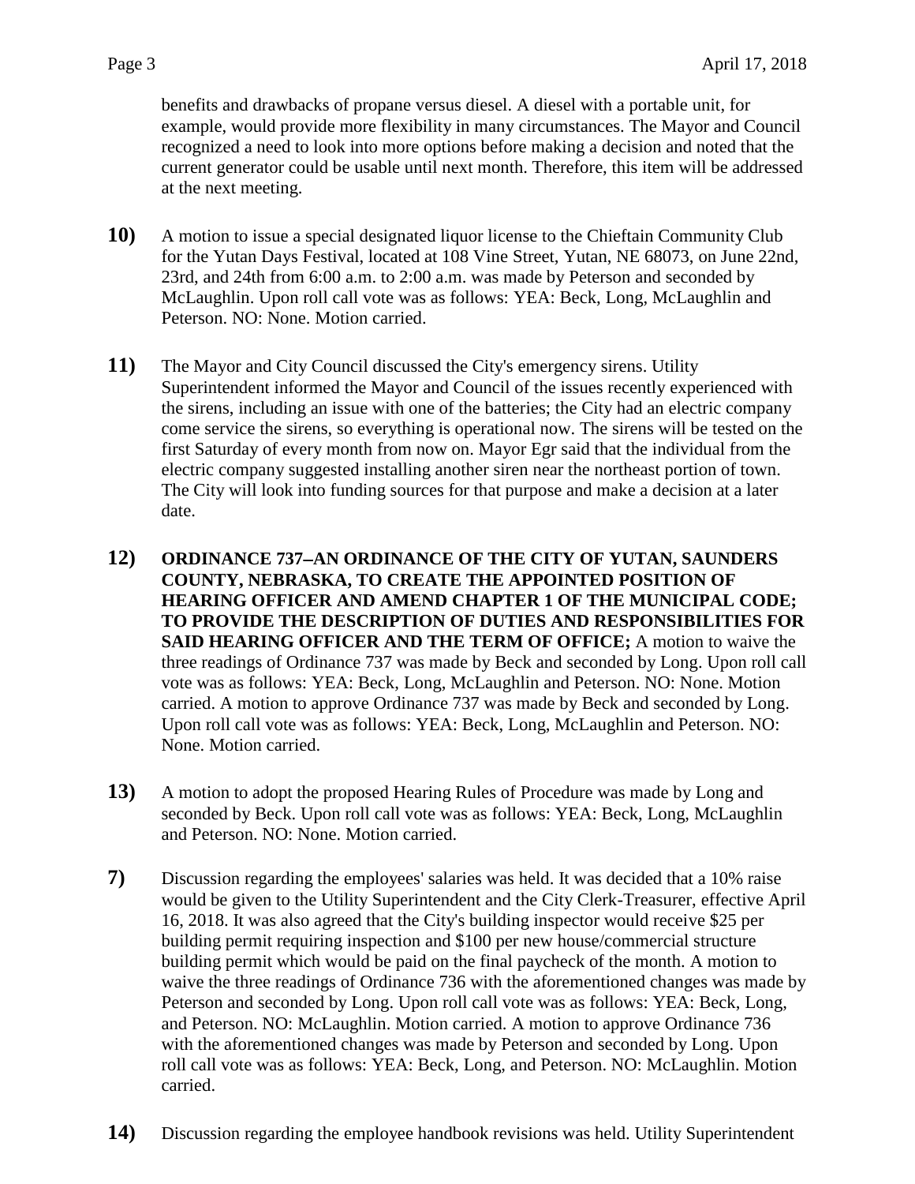benefits and drawbacks of propane versus diesel. A diesel with a portable unit, for example, would provide more flexibility in many circumstances. The Mayor and Council recognized a need to look into more options before making a decision and noted that the current generator could be usable until next month. Therefore, this item will be addressed at the next meeting.

**10)** A motion to issue a special designated liquor license to the Chieftain Community Club for the Yutan Days Festival, located at 108 Vine Street, Yutan, NE 68073, on June 22nd, 23rd, and 24th from 6:00 a.m. to 2:00 a.m. was made by Peterson and seconded by McLaughlin. Upon roll call vote was as follows: YEA: Beck, Long, McLaughlin and Peterson. NO: None. Motion carried.

**11)** The Mayor and City Council discussed the City's emergency sirens. Utility Superintendent informed the Mayor and Council of the issues recently experienced with the sirens, including an issue with one of the batteries; the City had an electric company come service the sirens, so everything is operational now. The sirens will be tested on the first Saturday of every month from now on. Mayor Egr said that the individual from the electric company suggested installing another siren near the northeast portion of town. The City will look into funding sources for that purpose and make a decision at a later date.

**12)** **ORDINANCE 737–AN ORDINANCE OF THE CITY OF YUTAN, SAUNDERS COUNTY, NEBRASKA, TO CREATE THE APPOINTED POSITION OF HEARING OFFICER AND AMEND CHAPTER 1 OF THE MUNICIPAL CODE; TO PROVIDE THE DESCRIPTION OF DUTIES AND RESPONSIBILITIES FOR SAID HEARING OFFICER AND THE TERM OF OFFICE;** A motion to waive the three readings of Ordinance 737 was made by Beck and seconded by Long. Upon roll call vote was as follows: YEA: Beck, Long, McLaughlin and Peterson. NO: None. Motion carried. A motion to approve Ordinance 737 was made by Beck and seconded by Long. Upon roll call vote was as follows: YEA: Beck, Long, McLaughlin and Peterson. NO: None. Motion carried.

**13)** A motion to adopt the proposed Hearing Rules of Procedure was made by Long and seconded by Beck. Upon roll call vote was as follows: YEA: Beck, Long, McLaughlin and Peterson. NO: None. Motion carried.

**7)** Discussion regarding the employees' salaries was held. It was decided that a 10% raise would be given to the Utility Superintendent and the City Clerk-Treasurer, effective April 16, 2018. It was also agreed that the City's building inspector would receive $25 per building permit requiring inspection and $100 per new house/commercial structure building permit which would be paid on the final paycheck of the month. A motion to waive the three readings of Ordinance 736 with the aforementioned changes was made by Peterson and seconded by Long. Upon roll call vote was as follows: YEA: Beck, Long, and Peterson. NO: McLaughlin. Motion carried. A motion to approve Ordinance 736 with the aforementioned changes was made by Peterson and seconded by Long. Upon roll call vote was as follows: YEA: Beck, Long, and Peterson. NO: McLaughlin. Motion carried.

**14)** Discussion regarding the employee handbook revisions was held. Utility Superintendent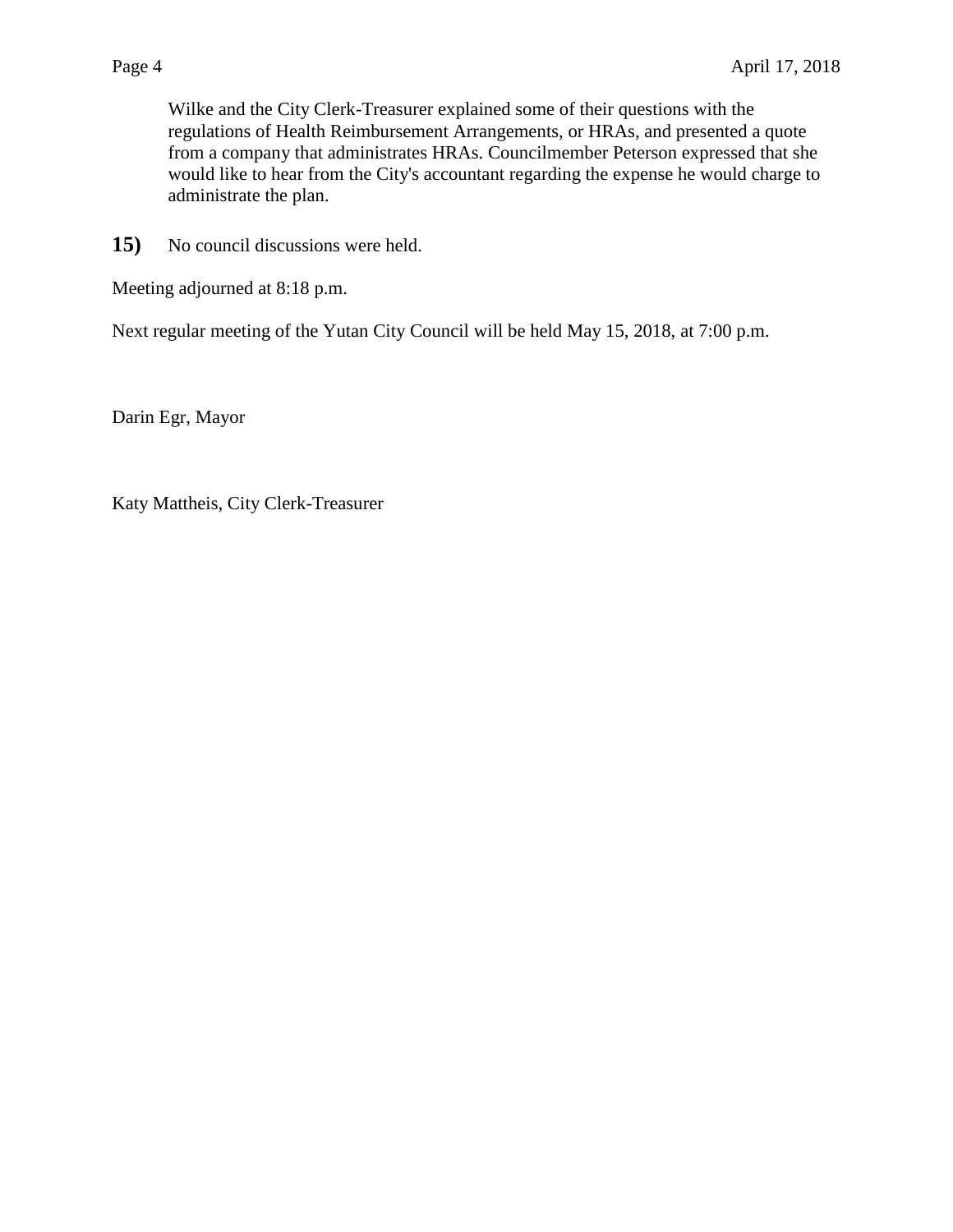Wilke and the City Clerk-Treasurer explained some of their questions with the regulations of Health Reimbursement Arrangements, or HRAs, and presented a quote from a company that administrates HRAs. Councilmember Peterson expressed that she would like to hear from the City's accountant regarding the expense he would charge to administrate the plan.

**15)** No council discussions were held.

Meeting adjourned at 8:18 p.m.

Next regular meeting of the Yutan City Council will be held May 15, 2018, at 7:00 p.m.

Darin Egr, Mayor

Katy Mattheis, City Clerk-Treasurer